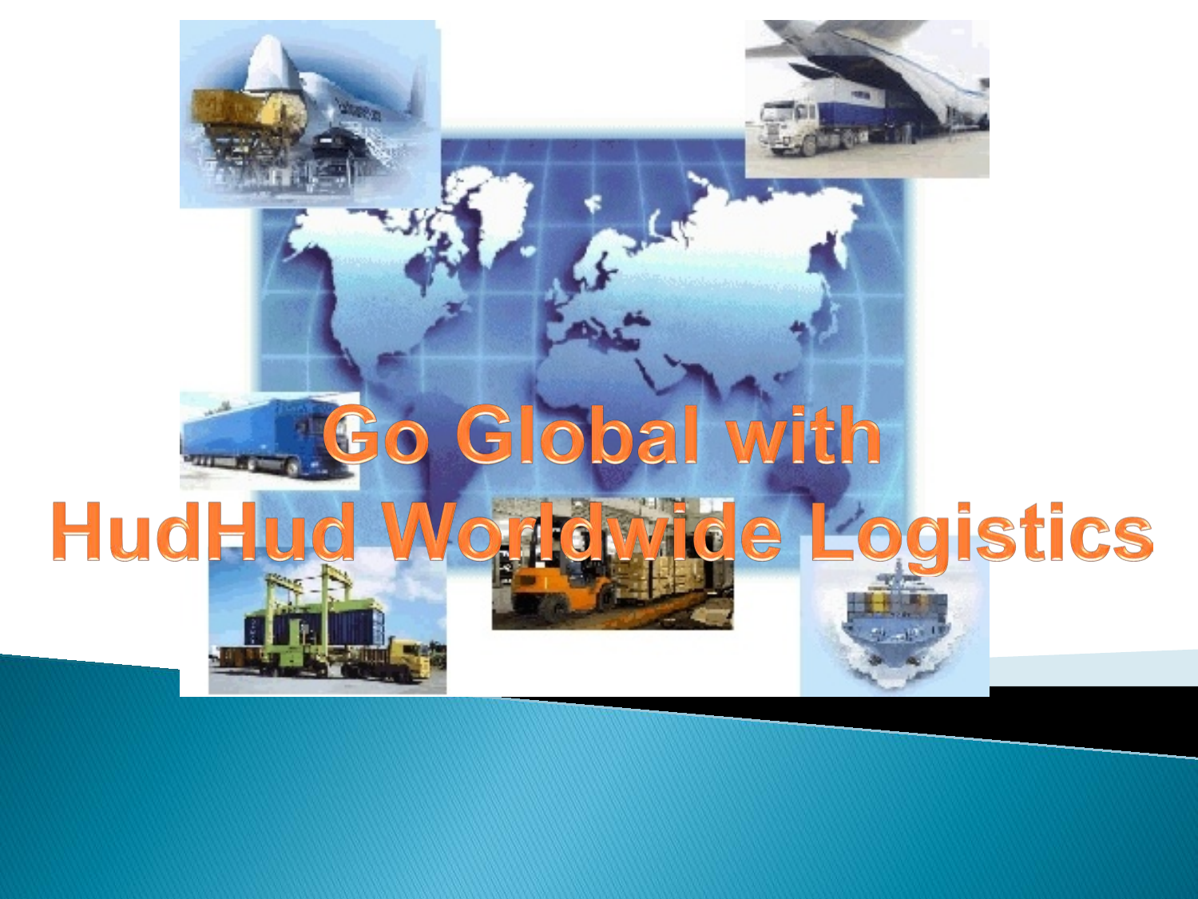# Go Global with HudHud Worldwide Logistics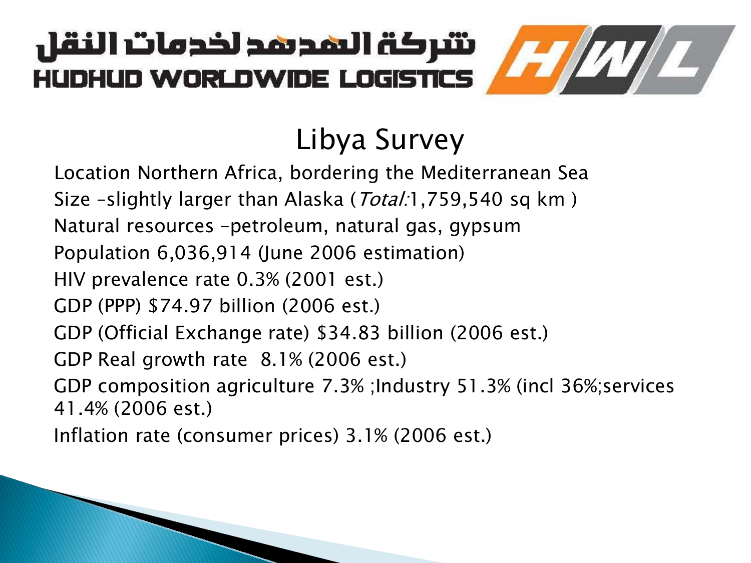شركة الهدهد لخدمات النقل

HUDHUD WORLDWIDE LOGISTICS

# Libya Survey

- Location Northern Africa, bordering the Mediterranean Sea
- Size –slightly larger than Alaska (*Total:*1,759,540 sq km )
- Natural resources –petroleum, natural gas, gypsum
- Population 6,036,914 (June 2006 estimation)
- HIV prevalence rate 0.3% (2001 est.)
- GDP (PPP) $74.97 billion (2006 est.)
- GDP (Official Exchange rate) $34.83 billion (2006 est.)
- GDP Real growth rate 8.1% (2006 est.)
- GDP composition agriculture 7.3% ;Industry 51.3% (incl 36%;services 41.4% (2006 est.)
- Inflation rate (consumer prices) 3.1% (2006 est.)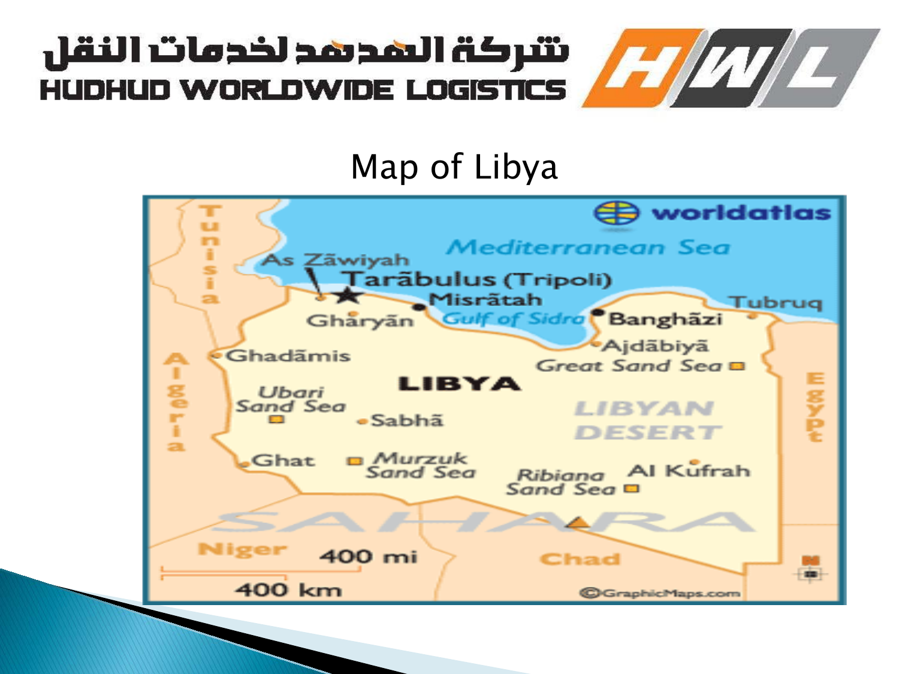شركة الهدهد لخدمات النقل

HUDHUD WORLDWIDE LOGISTICS

# Map of Libya

Mediterranean Sea

As Zāwiyah

Tarābulus (Tripoli)

Misrātah

Tubruq

Ghāryān

Gulf of Sidra

Banghāzi

Ghadāmis

Ajdābiyā

Great Sand Sea

LIBYA

Ubari Sand Sea

Sabhā

LIBYAN DESERT

Ghat

Murzuk Sand Sea

Ribiana Sand Sea

Al Kufrah

SAHARA

Tunisia

Algeria

Egypt

Niger

Chad

400 mi

400 km

worldatlas

©GraphicMaps.com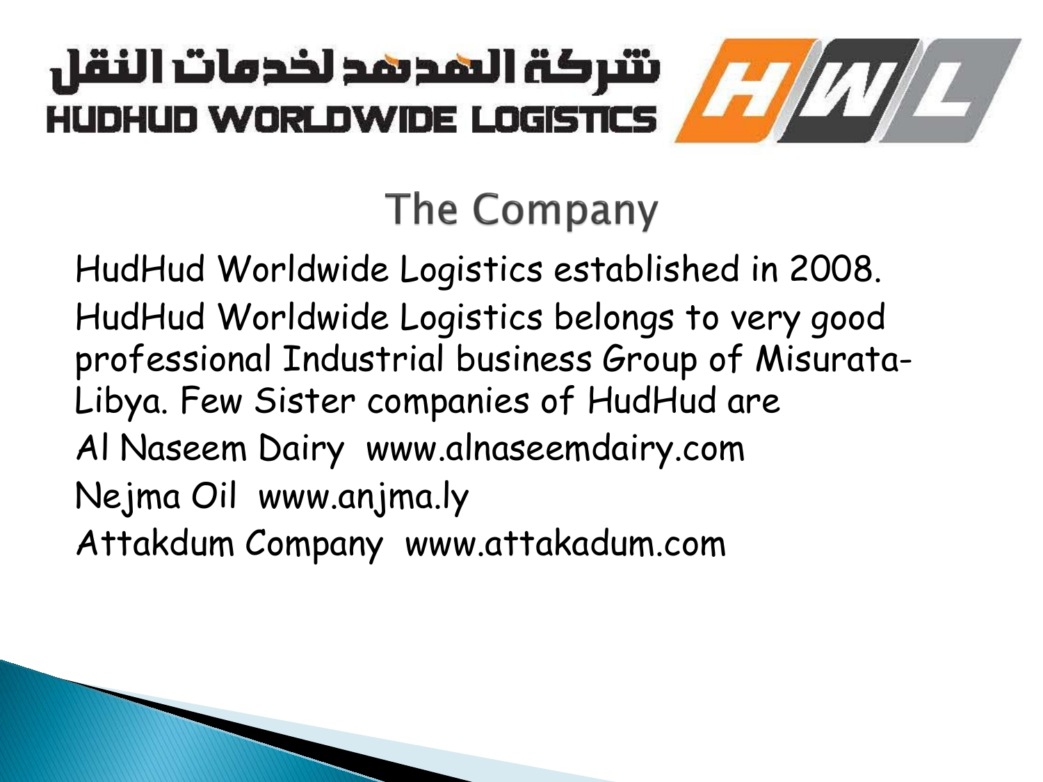شركة الهدهد لخدمات النقل

HUDHUD WORLDWIDE LOGISTICS

# The Company

HudHud Worldwide Logistics established in 2008.

HudHud Worldwide Logistics belongs to very good professional Industrial business Group of Misurata-Libya. Few Sister companies of HudHud are

Al Naseem Dairy www.alnaseemdairy.com

Nejma Oil www.anjma.ly

Attakdum Company www.attakadum.com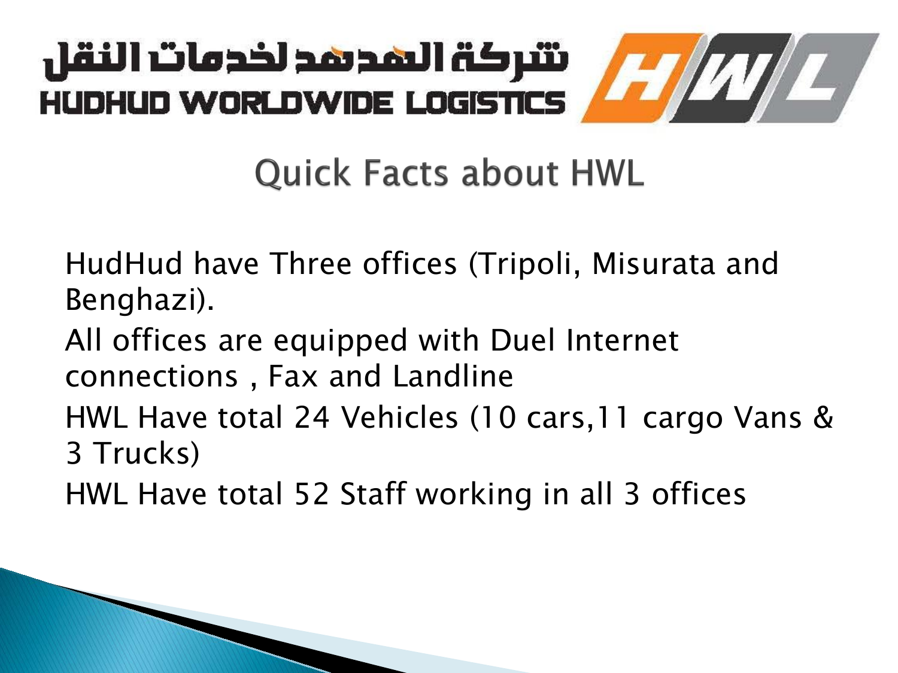شركة الهدهد لخدمات النقل

HUDHUD WORLDWIDE LOGISTICS

# Quick Facts about HWL

- HudHud have Three offices (Tripoli, Misurata and Benghazi).
- All offices are equipped with Duel Internet connections , Fax and Landline
- HWL Have total 24 Vehicles (10 cars,11 cargo Vans & 3 Trucks)
- HWL Have total 52 Staff working in all 3 offices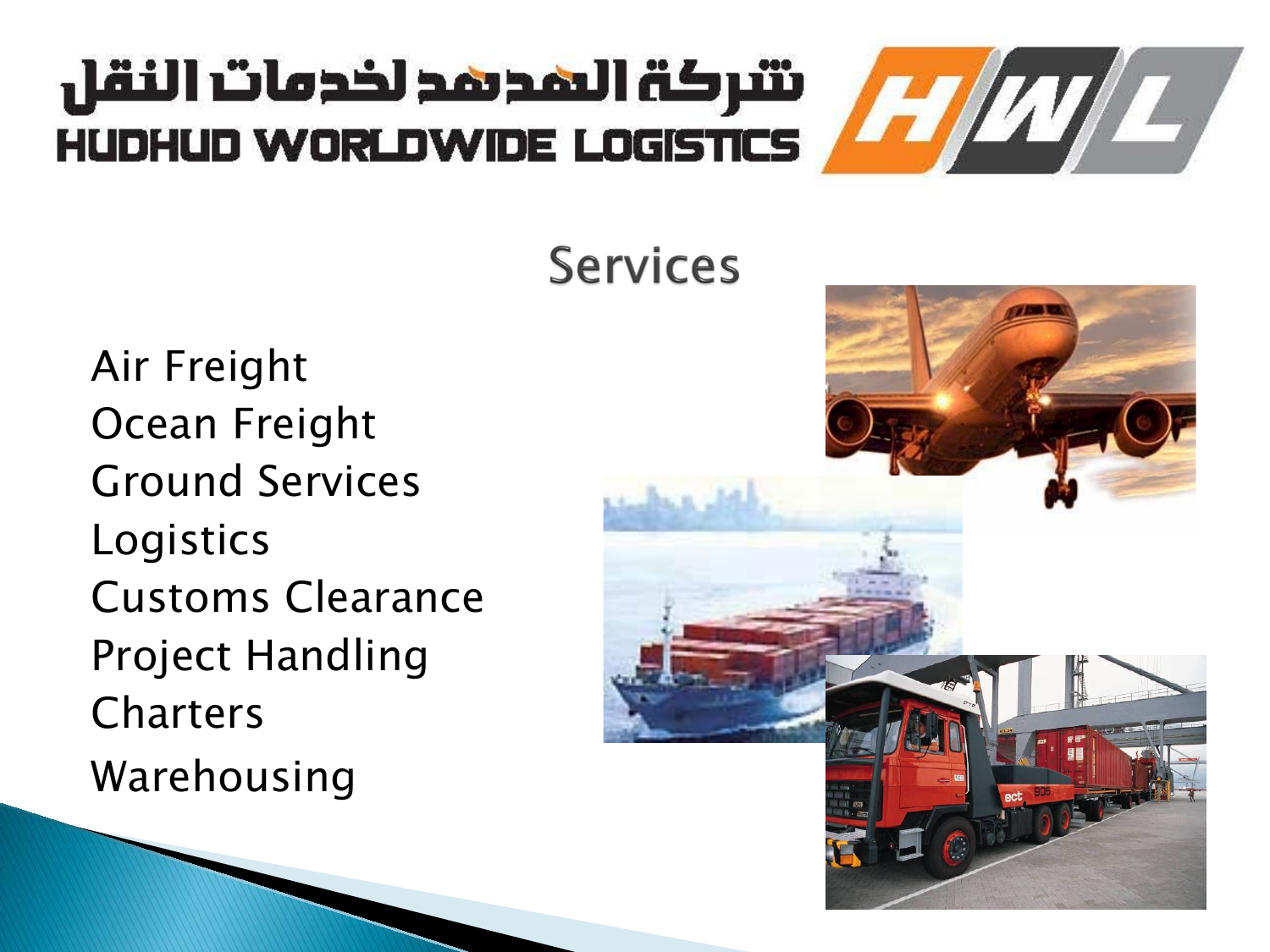شركة الهدهد لخدمات النقل

HUDHUD WORLDWIDE LOGISTICS

## Services

Air Freight
Ocean Freight
Ground Services
Logistics
Customs Clearance
Project Handling
Charters
Warehousing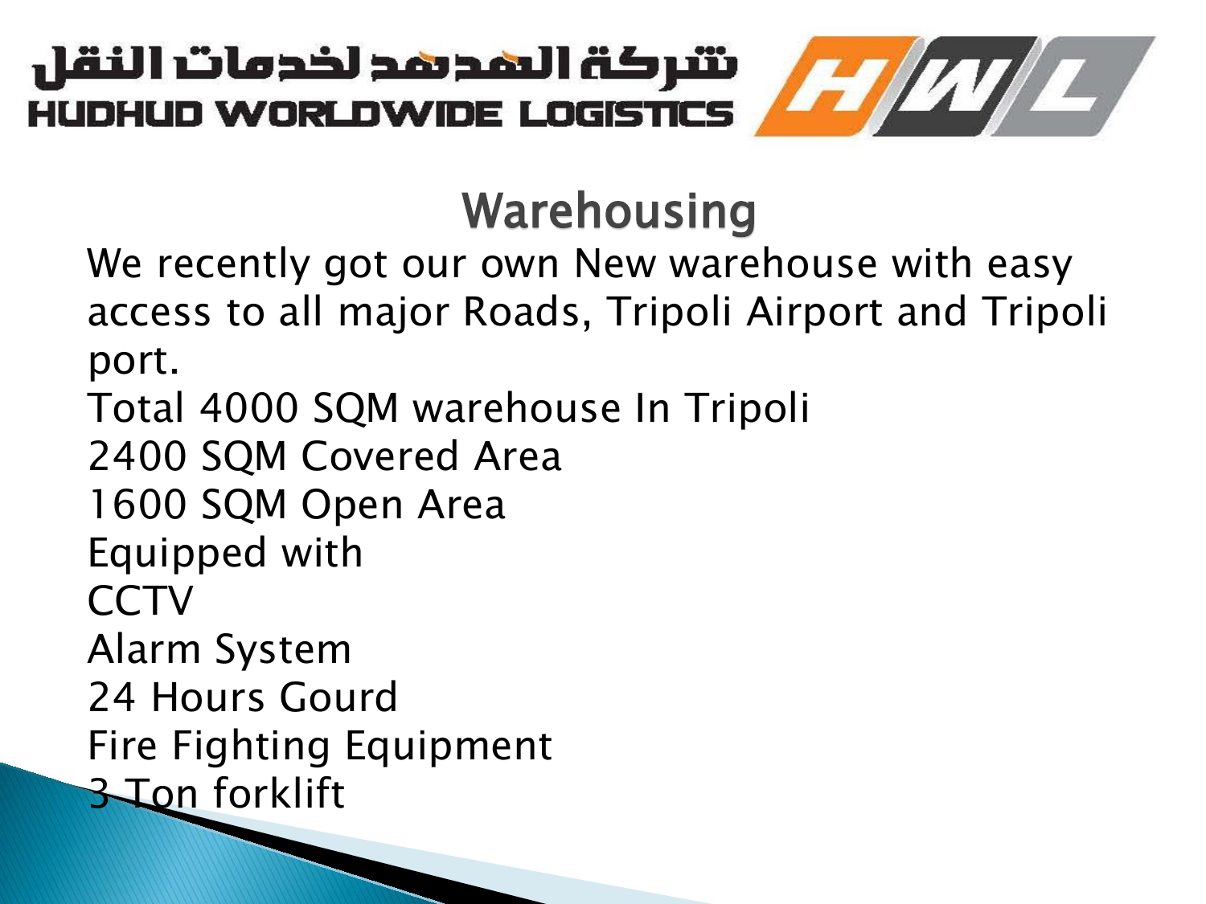شركة الهدهد لخدمات النقل
HUDHUD WORLDWIDE LOGISTICS

# Warehousing

We recently got our own New warehouse with easy access to all major Roads, Tripoli Airport and Tripoli port.

Total 4000 SQM warehouse In Tripoli

2400 SQM Covered Area

1600 SQM Open Area

Equipped with

CCTV

Alarm System

24 Hours Gourd

Fire Fighting Equipment

3 Ton forklift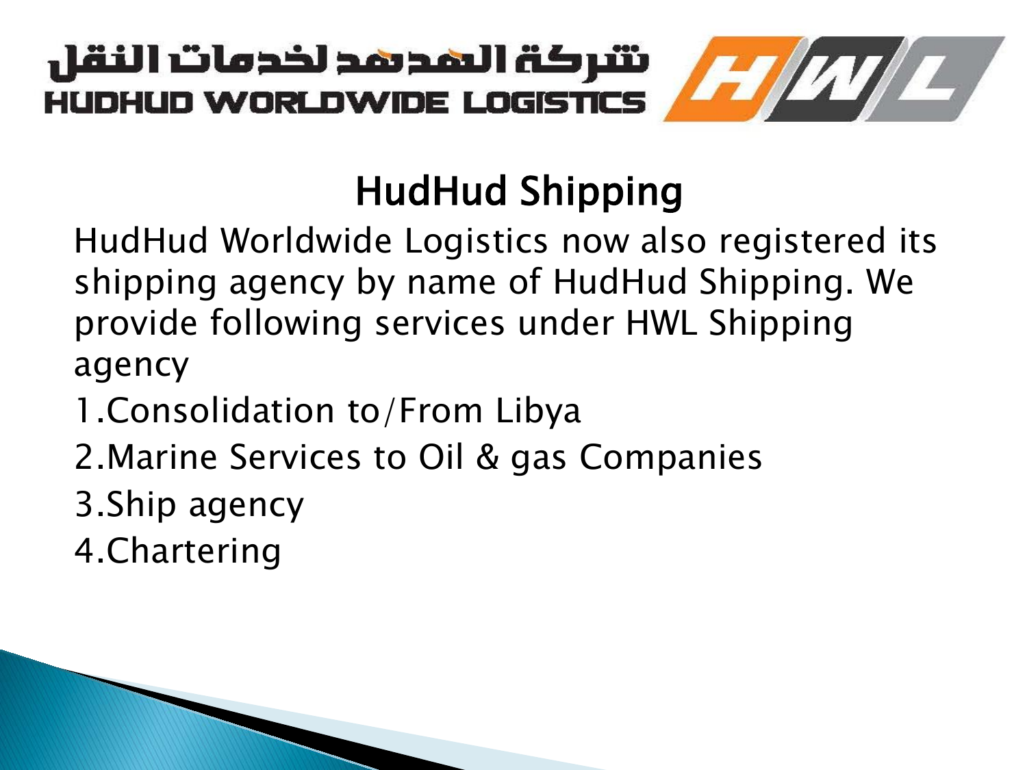شركة الهدهد لخدمات النقل

HUDHUD WORLDWIDE LOGISTICS

## HudHud Shipping

HudHud Worldwide Logistics now also registered its shipping agency by name of HudHud Shipping. We provide following services under HWL Shipping agency

1. Consolidation to/From Libya
2. Marine Services to Oil & gas Companies
3. Ship agency
4. Chartering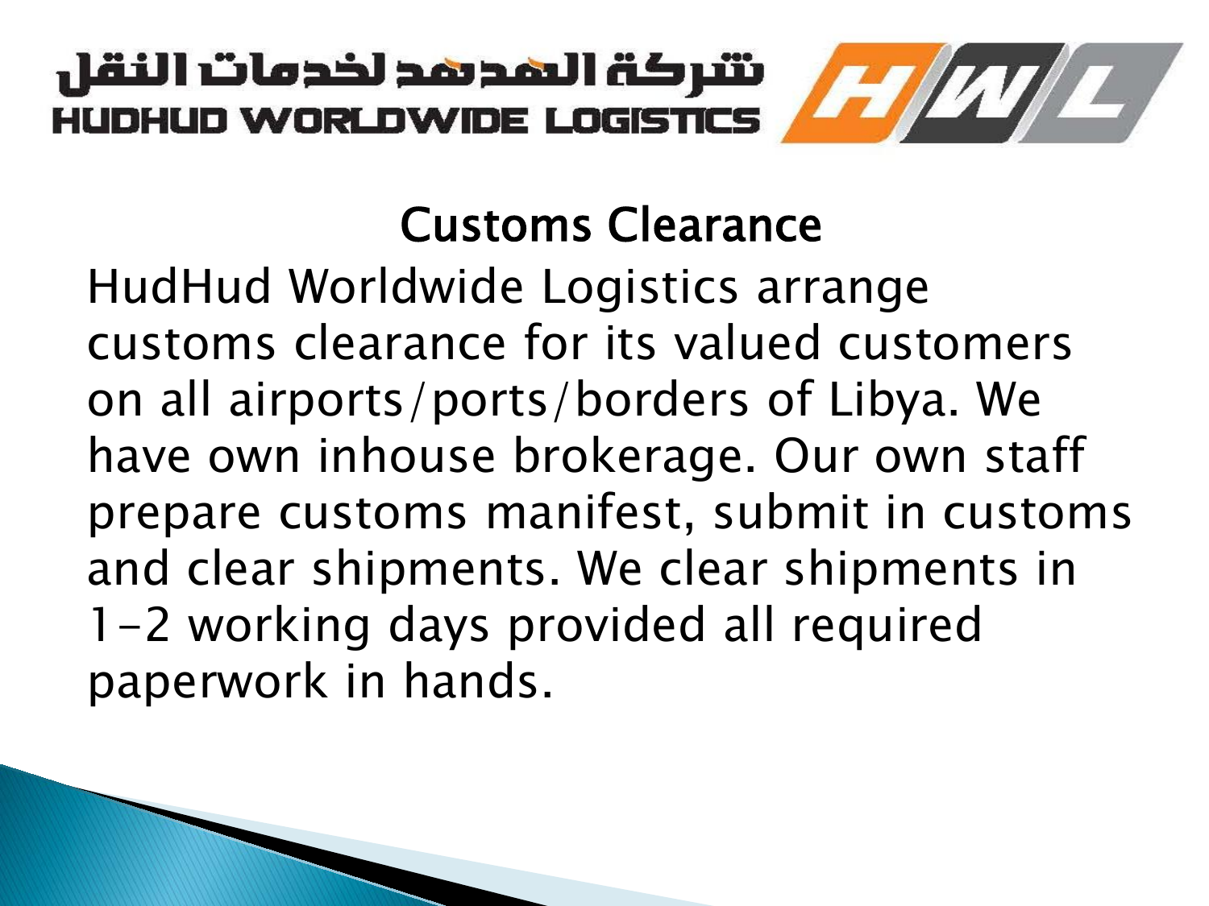شركة الهدهد لخدمات النقل

HUDHUD WORLDWIDE LOGISTICS

## Customs Clearance

HudHud Worldwide Logistics arrange customs clearance for its valued customers on all airports/ports/borders of Libya. We have own inhouse brokerage. Our own staff prepare customs manifest, submit in customs and clear shipments. We clear shipments in 1-2 working days provided all required paperwork in hands.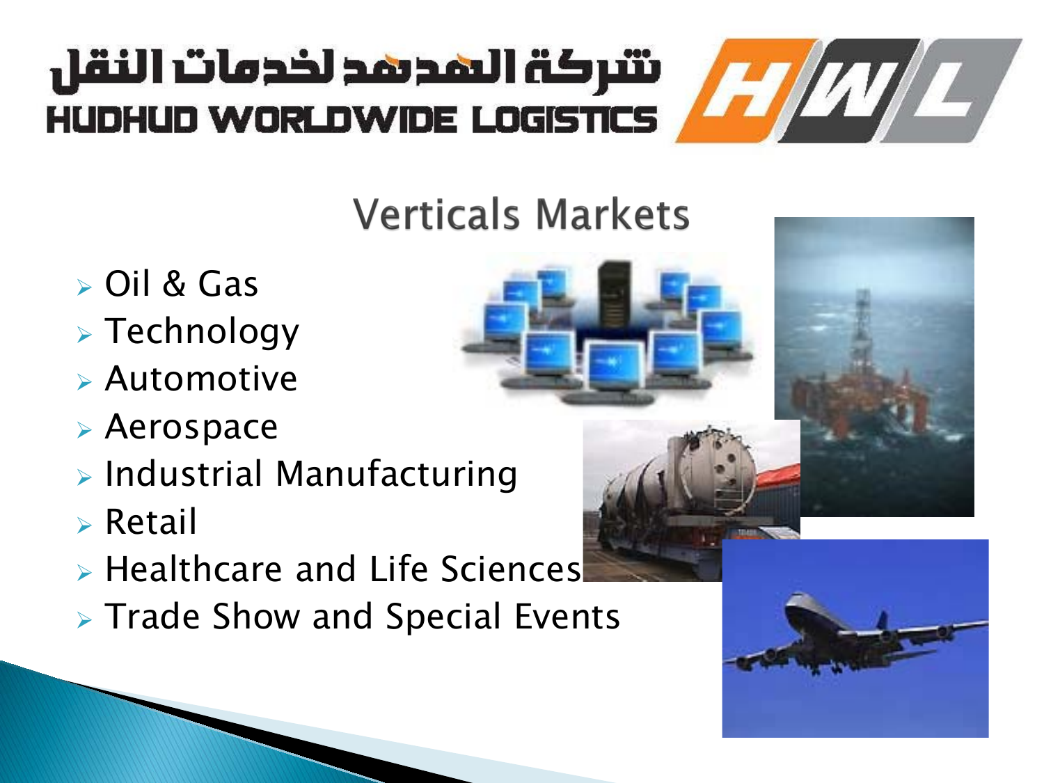شركة الهدهد لخدمات النقل

HUDHUD WORLDWIDE LOGISTICS

# Verticals Markets

- Oil & Gas
- Technology
- Automotive
- Aerospace
- Industrial Manufacturing
- Retail
- Healthcare and Life Sciences
- Trade Show and Special Events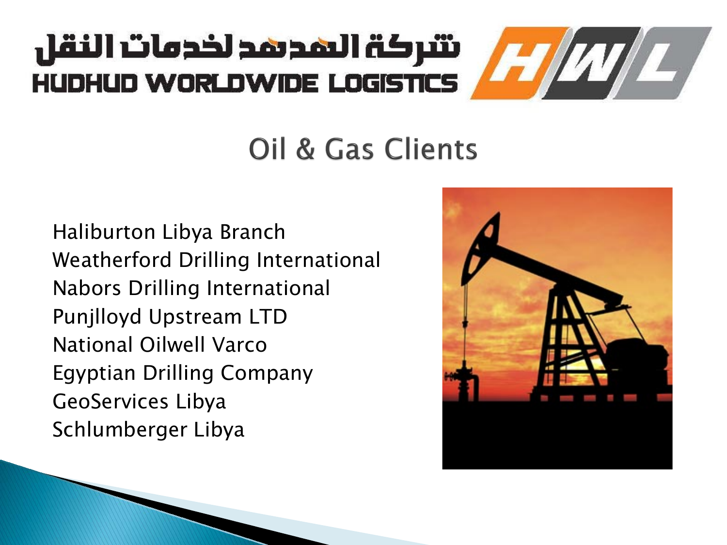شركة الهدهد لخدمات النقل

HUDHUD WORLDWIDE LOGISTICS

HWL

# Oil & Gas Clients

Haliburton Libya Branch
Weatherford Drilling International
Nabors Drilling International
Punjlloyd Upstream LTD
National Oilwell Varco
Egyptian Drilling Company
GeoServices Libya
Schlumberger Libya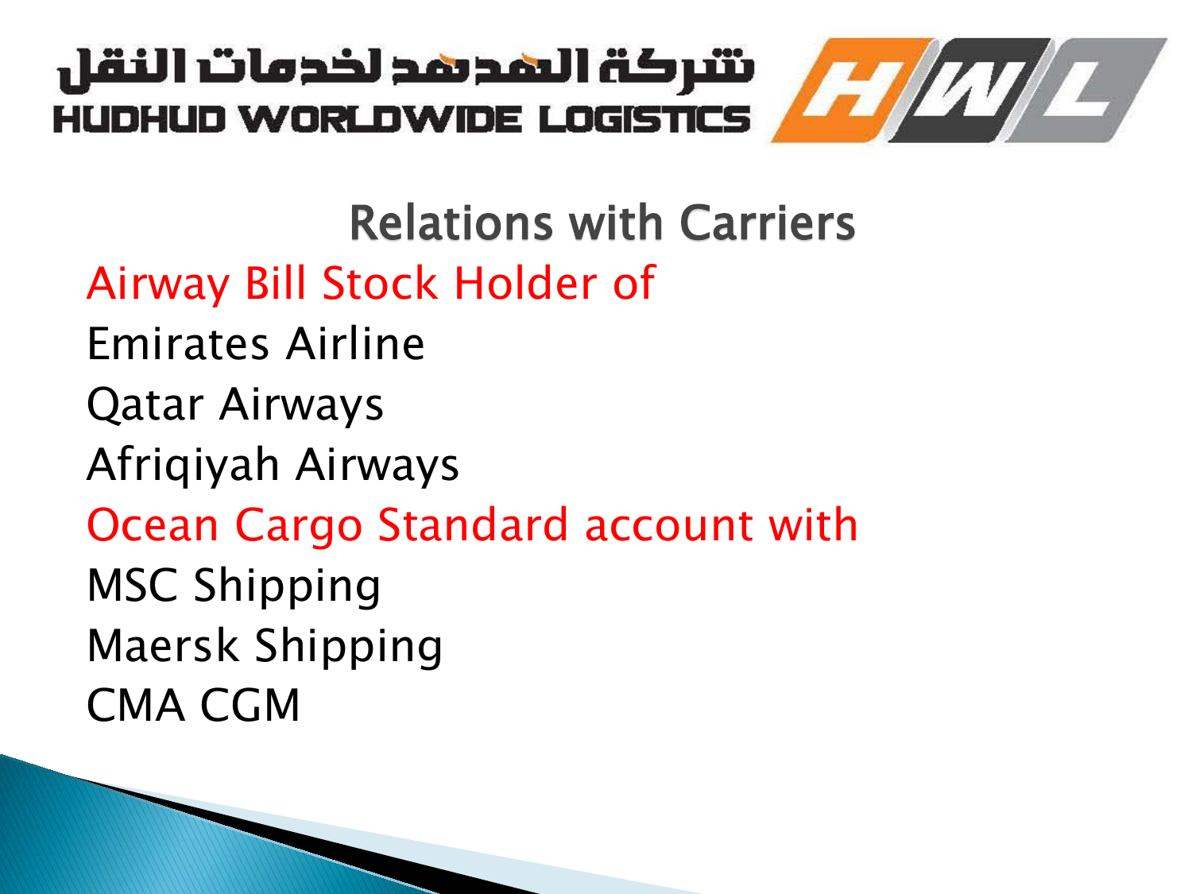شركة الهدهد لخدمات النقل
HUDHUD WORLDWIDE LOGISTICS

## Relations with Carriers

Airway Bill Stock Holder of

Emirates Airline

Qatar Airways

Afriqiyah Airways

Ocean Cargo Standard account with

MSC Shipping

Maersk Shipping

CMA CGM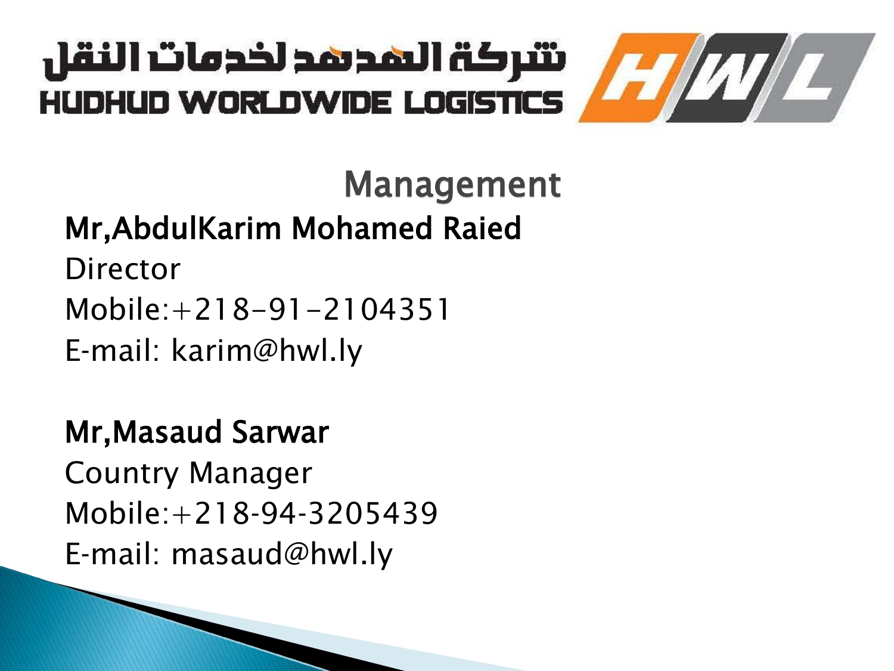شركة الهدهد لخدمات النقل

HUDHUD WORLDWIDE LOGISTICS

## Management

**Mr,AbdulKarim Mohamed Raied**

Director

Mobile:+218-91-2104351

E-mail: karim@hwl.ly

**Mr,Masaud Sarwar**

Country Manager

Mobile:+218-94-3205439

E-mail: masaud@hwl.ly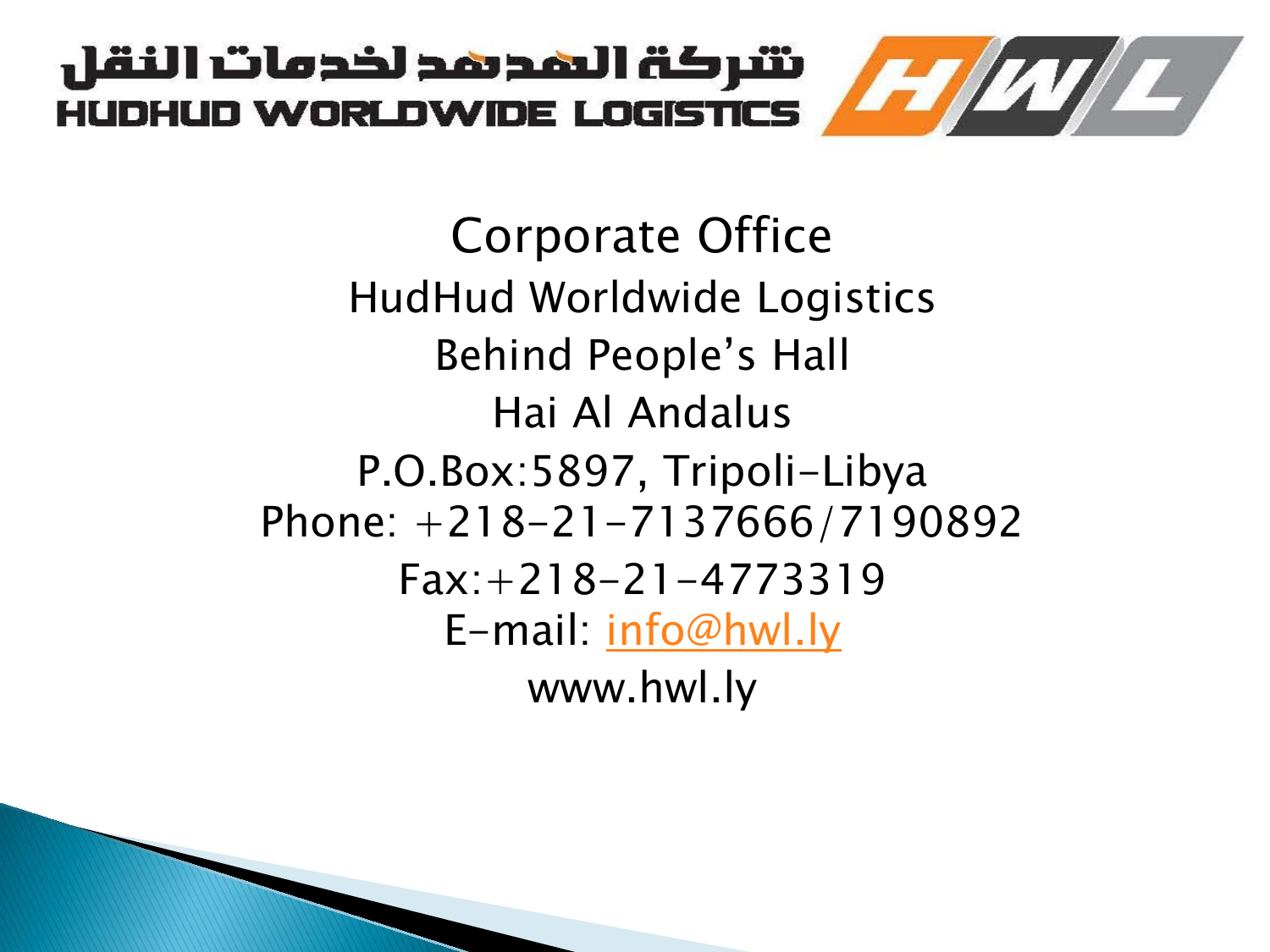شركة الهدهد لخدمات النقل

HUDHUD WORLDWIDE LOGISTICS

# Corporate Office

HudHud Worldwide Logistics

Behind People's Hall

Hai Al Andalus

P.O.Box:5897, Tripoli-Libya

Phone: +218-21-7137666/7190892

Fax:+218-21-4773319

E-mail: info@hwl.ly

www.hwl.ly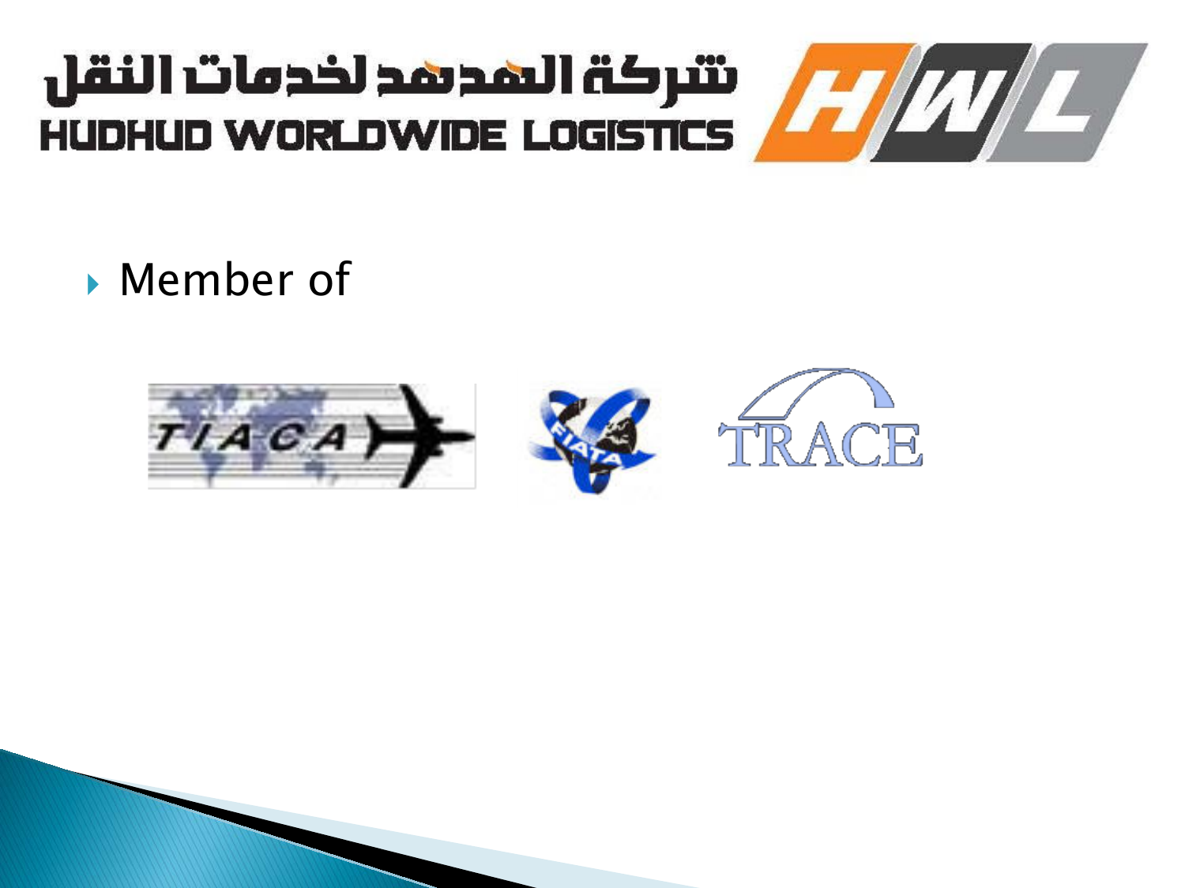شركة الهدهد لخدمات النقل

HUDHUD WORLDWIDE LOGISTICS

HWL

- Member of

TIACA

FIATA

TRACE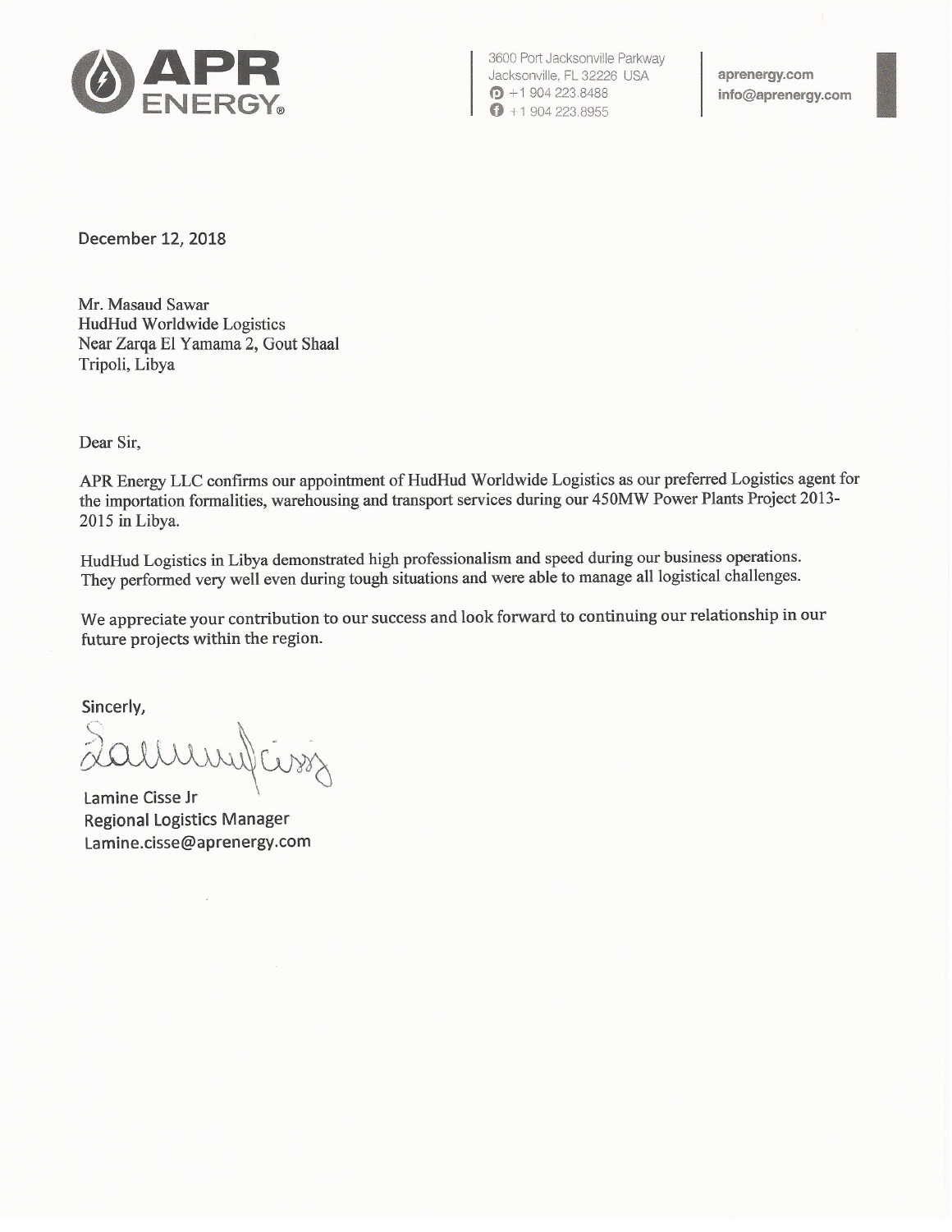**APR ENERGY**®

3600 Port Jacksonville Parkway
Jacksonville, FL 32226 USA
+1 904 223.8488
+1 904 223.8955

aprenergy.com
info@aprenergy.com

December 12, 2018

Mr. Masaud Sawar
HudHud Worldwide Logistics
Near Zarqa El Yamama 2, Gout Shaal
Tripoli, Libya

Dear Sir,

APR Energy LLC confirms our appointment of HudHud Worldwide Logistics as our preferred Logistics agent for the importation formalities, warehousing and transport services during our 450MW Power Plants Project 2013-2015 in Libya.

HudHud Logistics in Libya demonstrated high professionalism and speed during our business operations. They performed very well even during tough situations and were able to manage all logistical challenges.

We appreciate your contribution to our success and look forward to continuing our relationship in our future projects within the region.

Sincerly,

Lamine Cisse Jr
Regional Logistics Manager
Lamine.cisse@aprenergy.com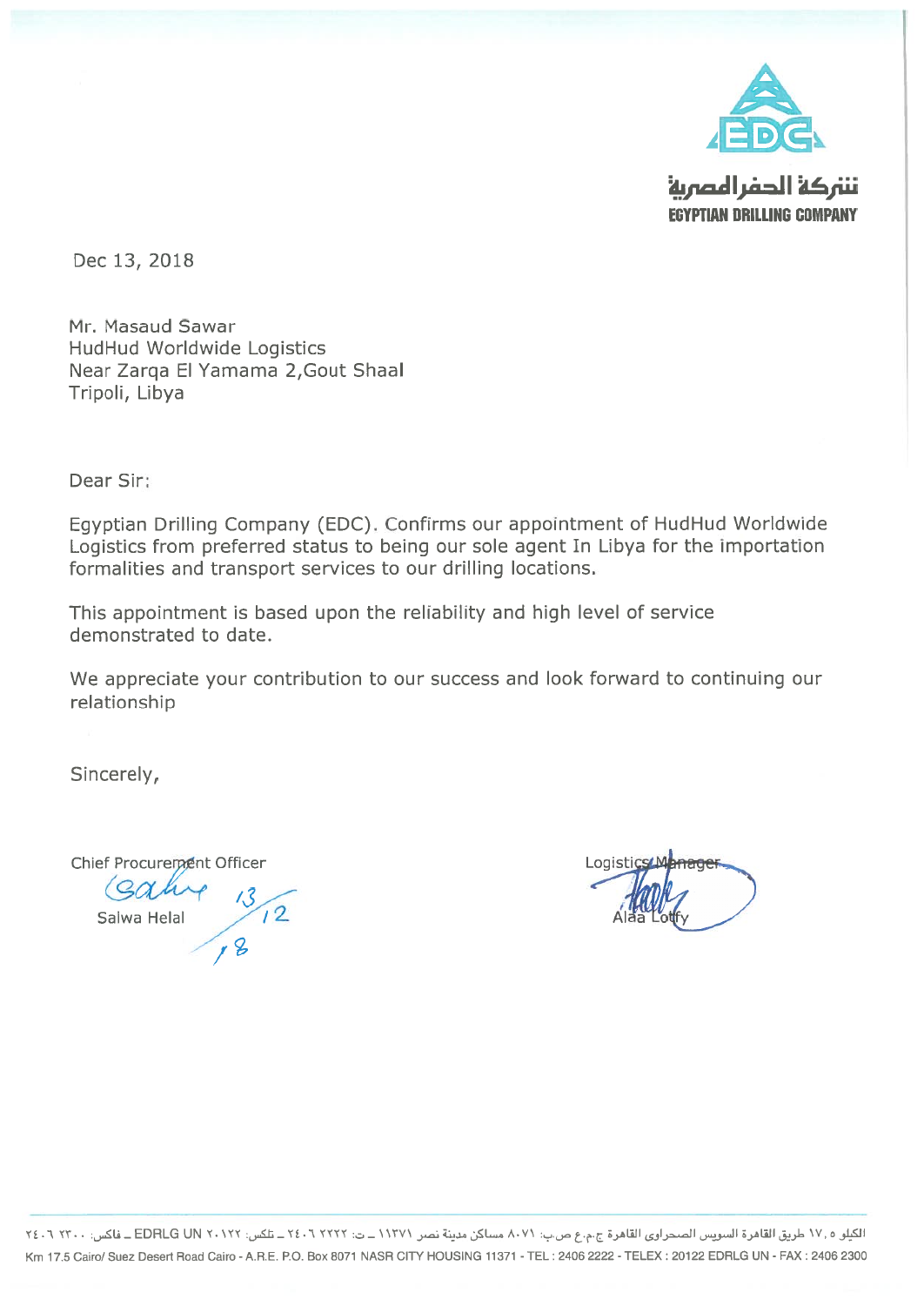شركة الحفر المصرية
EGYPTIAN DRILLING COMPANY

Dec 13, 2018

Mr. Masaud Sawar
HudHud Worldwide Logistics
Near Zarqa El Yamama 2,Gout Shaal
Tripoli, Libya

Dear Sir:

Egyptian Drilling Company (EDC). Confirms our appointment of HudHud Worldwide Logistics from preferred status to being our sole agent In Libya for the importation formalities and transport services to our drilling locations.

This appointment is based upon the reliability and high level of service demonstrated to date.

We appreciate your contribution to our success and look forward to continuing our relationship

Sincerely,

Chief Procurement Officer
Salwa Helal
13/12/18

Logistics Manager
Alaa Lotfy

الكيلو ٥, ١٧ طريق القاهرة السويس الصحراوى القاهرة ج.م.ع ص.ب: ٨٠٧١ مساكن مدينة نصر ١١٣٧١ ـ ت: ٢٢٢٢ ٢٤٠٦ ـ تلكس: ٢٠١٢٢ EDRLG UN ـ فاكس: ٢٣٠٠ ٢٤٠٦

Km 17.5 Cairo/ Suez Desert Road Cairo - A.R.E. P.O. Box 8071 NASR CITY HOUSING 11371 - TEL : 2406 2222 - TELEX : 20122 EDRLG UN - FAX : 2406 2300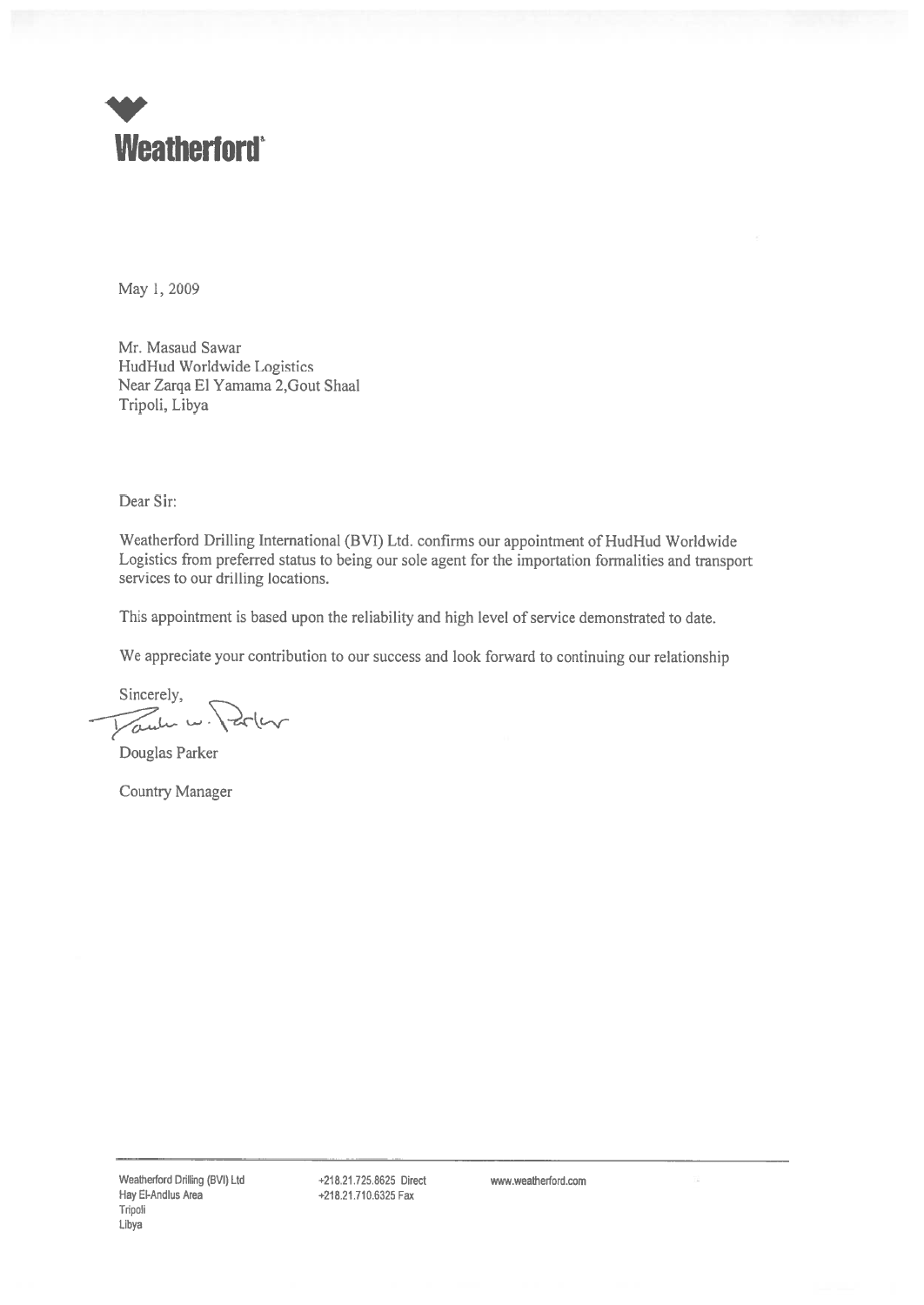**Weatherford**

May 1, 2009

Mr. Masaud Sawar
HudHud Worldwide Logistics
Near Zarqa El Yamama 2,Gout Shaal
Tripoli, Libya

Dear Sir:

Weatherford Drilling International (BVI) Ltd. confirms our appointment of HudHud Worldwide Logistics from preferred status to being our sole agent for the importation formalities and transport services to our drilling locations.

This appointment is based upon the reliability and high level of service demonstrated to date.

We appreciate your contribution to our success and look forward to continuing our relationship

Sincerely,

Douglas Parker

Country Manager

Weatherford Drilling (BVI) Ltd
Hay El-Andlus Area
Tripoli
Libya

+218.21.725.8625 Direct
+218.21.710.6325 Fax

www.weatherford.com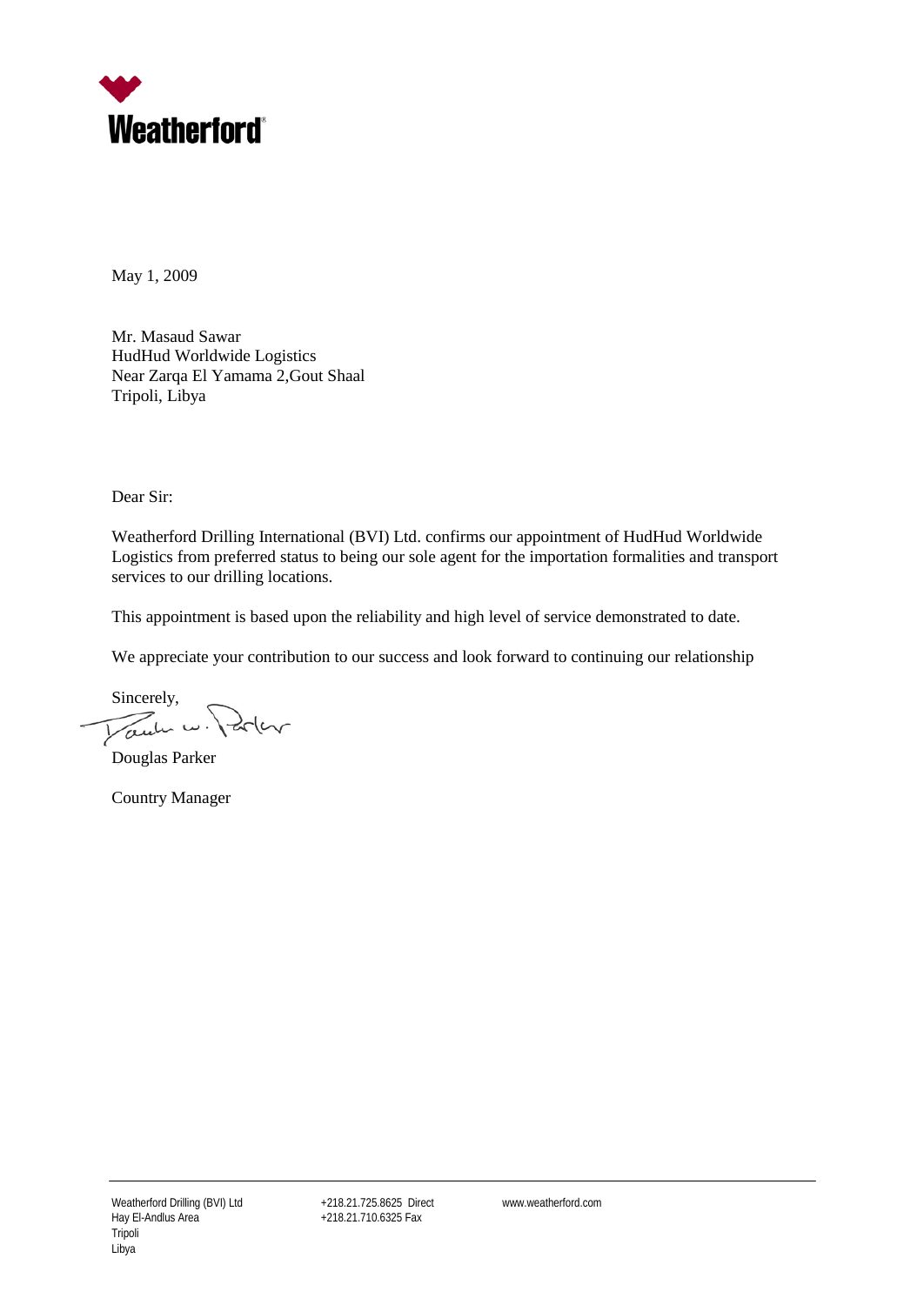Weatherford

May 1, 2009

Mr. Masaud Sawar
HudHud Worldwide Logistics
Near Zarqa El Yamama 2,Gout Shaal
Tripoli, Libya

Dear Sir:

Weatherford Drilling International (BVI) Ltd. confirms our appointment of HudHud Worldwide Logistics from preferred status to being our sole agent for the importation formalities and transport services to our drilling locations.

This appointment is based upon the reliability and high level of service demonstrated to date.

We appreciate your contribution to our success and look forward to continuing our relationship

Sincerely,

Douglas Parker

Country Manager

Weatherford Drilling (BVI) Ltd
Hay El-Andlus Area
Tripoli
Libya

+218.21.725.8625 Direct
+218.21.710.6325 Fax

www.weatherford.com